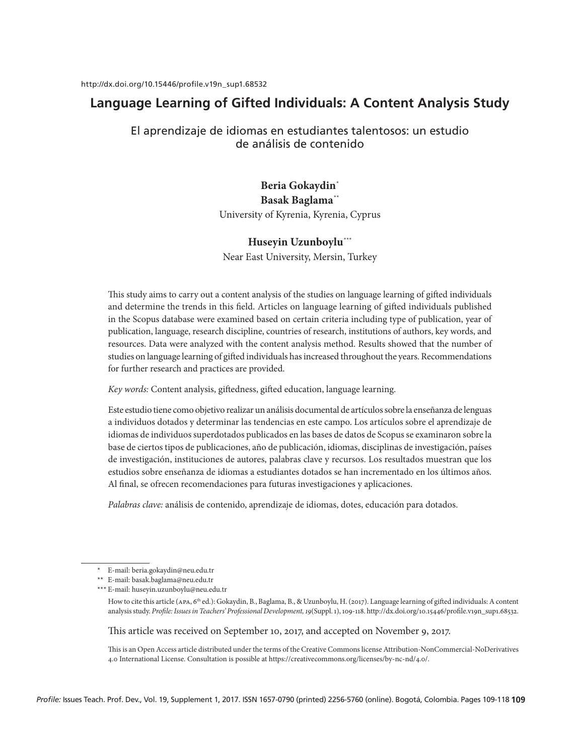http://dx.doi.org/10.15446/profile.v19n_sup1.68532

# Language Learning of Gifted Individuals: A Content Analysis Study

## El aprendizaje de idiomas en estudiantes talentosos: un estudio de análisis de contenido

**Beria Gokaydin**[*]
**Basak Baglama**[**]
University of Kyrenia, Kyrenia, Cyprus

**Huseyin Uzunboylu**[***]
Near East University, Mersin, Turkey

This study aims to carry out a content analysis of the studies on language learning of gifted individuals and determine the trends in this field. Articles on language learning of gifted individuals published in the Scopus database were examined based on certain criteria including type of publication, year of publication, language, research discipline, countries of research, institutions of authors, key words, and resources. Data were analyzed with the content analysis method. Results showed that the number of studies on language learning of gifted individuals has increased throughout the years. Recommendations for further research and practices are provided.

*Key words:* Content analysis, giftedness, gifted education, language learning.

Este estudio tiene como objetivo realizar un análisis documental de artículos sobre la enseñanza de lenguas a individuos dotados y determinar las tendencias en este campo. Los artículos sobre el aprendizaje de idiomas de individuos superdotados publicados en las bases de datos de Scopus se examinaron sobre la base de ciertos tipos de publicaciones, año de publicación, idiomas, disciplinas de investigación, países de investigación, instituciones de autores, palabras clave y recursos. Los resultados muestran que los estudios sobre enseñanza de idiomas a estudiantes dotados se han incrementado en los últimos años. Al final, se ofrecen recomendaciones para futuras investigaciones y aplicaciones.

*Palabras clave:* análisis de contenido, aprendizaje de idiomas, dotes, educación para dotados.

---

[*] E-mail: beria.gokaydin@neu.edu.tr

[**] E-mail: basak.baglama@neu.edu.tr

[***] E-mail: huseyin.uzunboylu@neu.edu.tr

How to cite this article (APA, 6th ed.): Gokaydin, B., Baglama, B., & Uzunboylu, H. (2017). Language learning of gifted individuals: A content analysis study. *Profile: Issues in Teachers' Professional Development, 19*(Suppl. 1), 109-118. http://dx.doi.org/10.15446/profile.v19n_sup1.68532.

This article was received on September 10, 2017, and accepted on November 9, 2017.

This is an Open Access article distributed under the terms of the Creative Commons license Attribution-NonCommercial-NoDerivatives 4.0 International License. Consultation is possible at https://creativecommons.org/licenses/by-nc-nd/4.0/.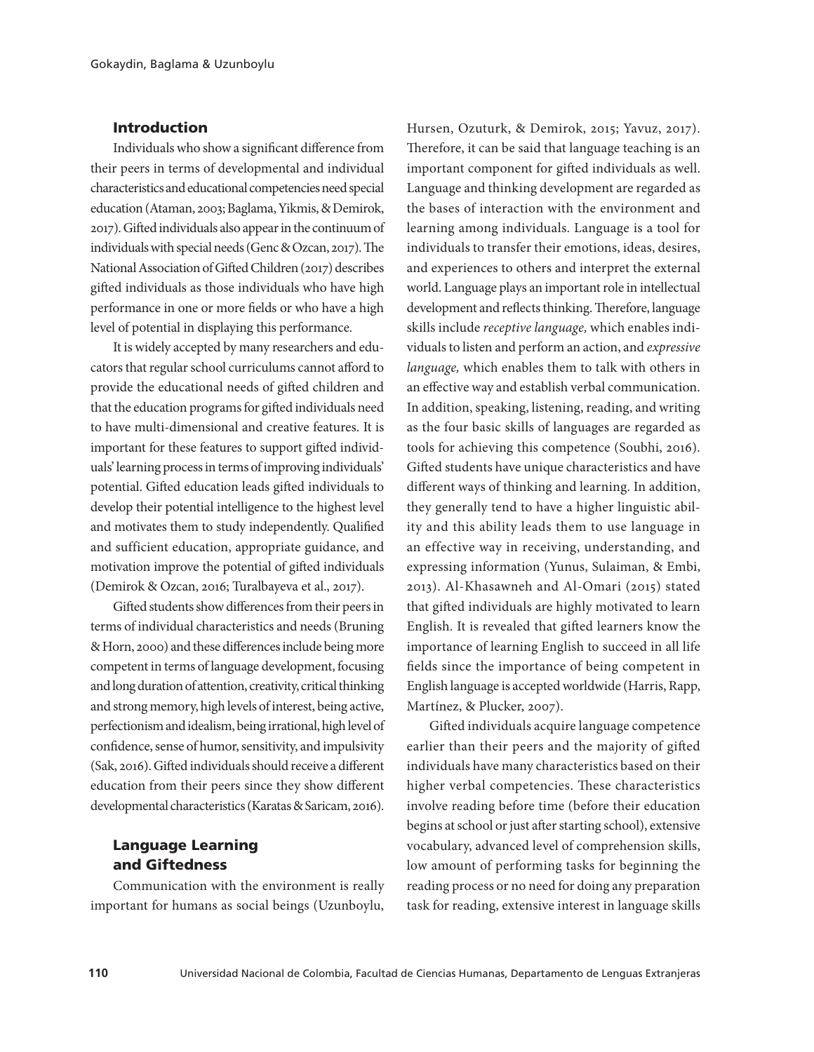## Introduction

Individuals who show a significant difference from their peers in terms of developmental and individual characteristics and educational competencies need special education (Ataman, 2003; Baglama, Yikmis, & Demirok, 2017). Gifted individuals also appear in the continuum of individuals with special needs (Genc & Ozcan, 2017). The National Association of Gifted Children (2017) describes gifted individuals as those individuals who have high performance in one or more fields or who have a high level of potential in displaying this performance.

It is widely accepted by many researchers and educators that regular school curriculums cannot afford to provide the educational needs of gifted children and that the education programs for gifted individuals need to have multi-dimensional and creative features. It is important for these features to support gifted individuals' learning process in terms of improving individuals' potential. Gifted education leads gifted individuals to develop their potential intelligence to the highest level and motivates them to study independently. Qualified and sufficient education, appropriate guidance, and motivation improve the potential of gifted individuals (Demirok & Ozcan, 2016; Turalbayeva et al., 2017).

Gifted students show differences from their peers in terms of individual characteristics and needs (Bruning & Horn, 2000) and these differences include being more competent in terms of language development, focusing and long duration of attention, creativity, critical thinking and strong memory, high levels of interest, being active, perfectionism and idealism, being irrational, high level of confidence, sense of humor, sensitivity, and impulsivity (Sak, 2016). Gifted individuals should receive a different education from their peers since they show different developmental characteristics (Karatas & Saricam, 2016).

## Language Learning and Giftedness

Communication with the environment is really important for humans as social beings (Uzunboylu, Hursen, Ozuturk, & Demirok, 2015; Yavuz, 2017). Therefore, it can be said that language teaching is an important component for gifted individuals as well. Language and thinking development are regarded as the bases of interaction with the environment and learning among individuals. Language is a tool for individuals to transfer their emotions, ideas, desires, and experiences to others and interpret the external world. Language plays an important role in intellectual development and reflects thinking. Therefore, language skills include *receptive language,* which enables individuals to listen and perform an action, and *expressive language,* which enables them to talk with others in an effective way and establish verbal communication. In addition, speaking, listening, reading, and writing as the four basic skills of languages are regarded as tools for achieving this competence (Soubhi, 2016). Gifted students have unique characteristics and have different ways of thinking and learning. In addition, they generally tend to have a higher linguistic ability and this ability leads them to use language in an effective way in receiving, understanding, and expressing information (Yunus, Sulaiman, & Embi, 2013). Al-Khasawneh and Al-Omari (2015) stated that gifted individuals are highly motivated to learn English. It is revealed that gifted learners know the importance of learning English to succeed in all life fields since the importance of being competent in English language is accepted worldwide (Harris, Rapp, Martínez, & Plucker, 2007).

Gifted individuals acquire language competence earlier than their peers and the majority of gifted individuals have many characteristics based on their higher verbal competencies. These characteristics involve reading before time (before their education begins at school or just after starting school), extensive vocabulary, advanced level of comprehension skills, low amount of performing tasks for beginning the reading process or no need for doing any preparation task for reading, extensive interest in language skills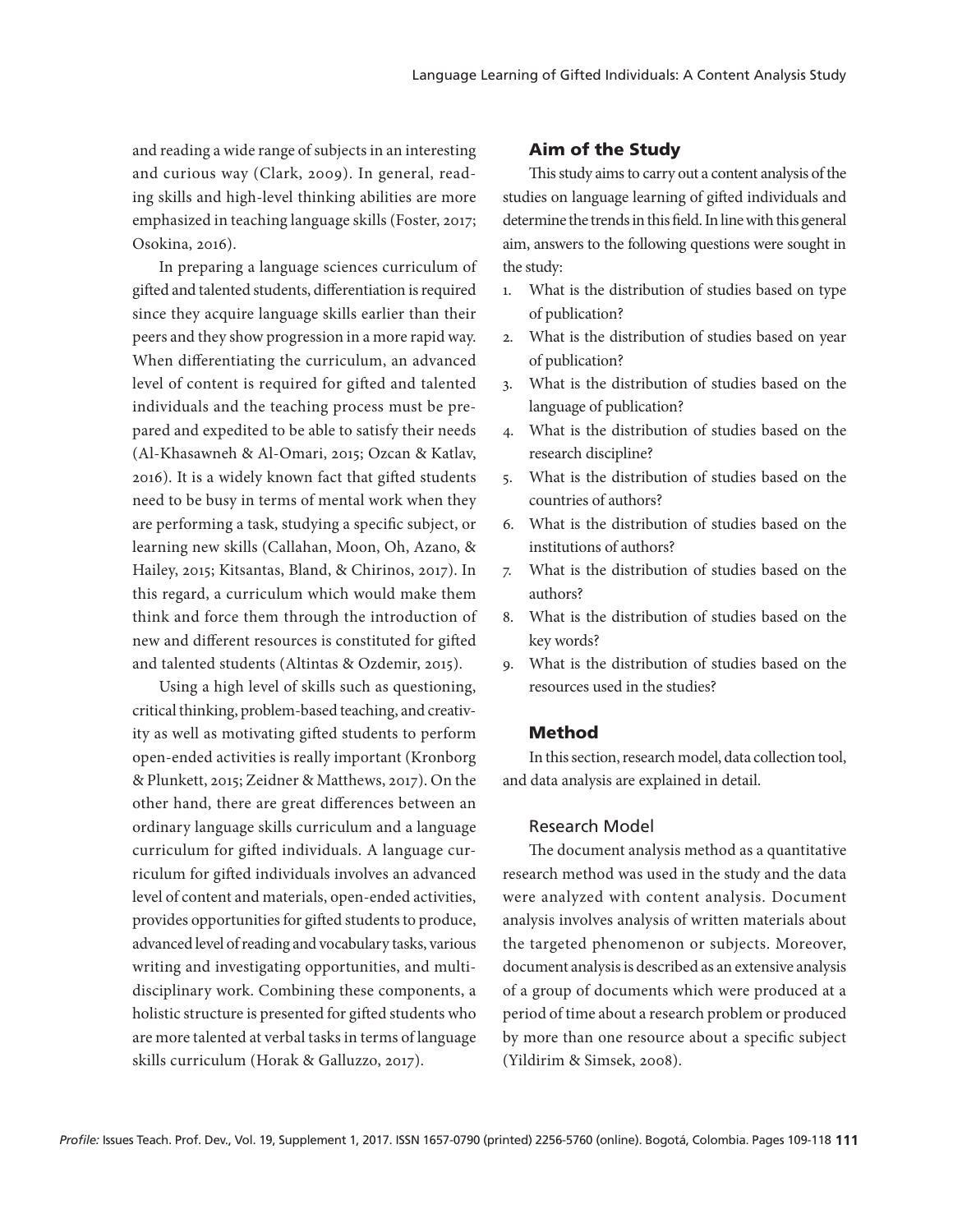and reading a wide range of subjects in an interesting and curious way (Clark, 2009). In general, reading skills and high-level thinking abilities are more emphasized in teaching language skills (Foster, 2017; Osokina, 2016).

In preparing a language sciences curriculum of gifted and talented students, differentiation is required since they acquire language skills earlier than their peers and they show progression in a more rapid way. When differentiating the curriculum, an advanced level of content is required for gifted and talented individuals and the teaching process must be prepared and expedited to be able to satisfy their needs (Al-Khasawneh & Al-Omari, 2015; Ozcan & Katlav, 2016). It is a widely known fact that gifted students need to be busy in terms of mental work when they are performing a task, studying a specific subject, or learning new skills (Callahan, Moon, Oh, Azano, & Hailey, 2015; Kitsantas, Bland, & Chirinos, 2017). In this regard, a curriculum which would make them think and force them through the introduction of new and different resources is constituted for gifted and talented students (Altintas & Ozdemir, 2015).

Using a high level of skills such as questioning, critical thinking, problem-based teaching, and creativity as well as motivating gifted students to perform open-ended activities is really important (Kronborg & Plunkett, 2015; Zeidner & Matthews, 2017). On the other hand, there are great differences between an ordinary language skills curriculum and a language curriculum for gifted individuals. A language curriculum for gifted individuals involves an advanced level of content and materials, open-ended activities, provides opportunities for gifted students to produce, advanced level of reading and vocabulary tasks, various writing and investigating opportunities, and multidisciplinary work. Combining these components, a holistic structure is presented for gifted students who are more talented at verbal tasks in terms of language skills curriculum (Horak & Galluzzo, 2017).

## Aim of the Study

This study aims to carry out a content analysis of the studies on language learning of gifted individuals and determine the trends in this field. In line with this general aim, answers to the following questions were sought in the study:

1. What is the distribution of studies based on type of publication?
2. What is the distribution of studies based on year of publication?
3. What is the distribution of studies based on the language of publication?
4. What is the distribution of studies based on the research discipline?
5. What is the distribution of studies based on the countries of authors?
6. What is the distribution of studies based on the institutions of authors?
7. What is the distribution of studies based on the authors?
8. What is the distribution of studies based on the key words?
9. What is the distribution of studies based on the resources used in the studies?

## Method

In this section, research model, data collection tool, and data analysis are explained in detail.

### Research Model

The document analysis method as a quantitative research method was used in the study and the data were analyzed with content analysis. Document analysis involves analysis of written materials about the targeted phenomenon or subjects. Moreover, document analysis is described as an extensive analysis of a group of documents which were produced at a period of time about a research problem or produced by more than one resource about a specific subject (Yildirim & Simsek, 2008).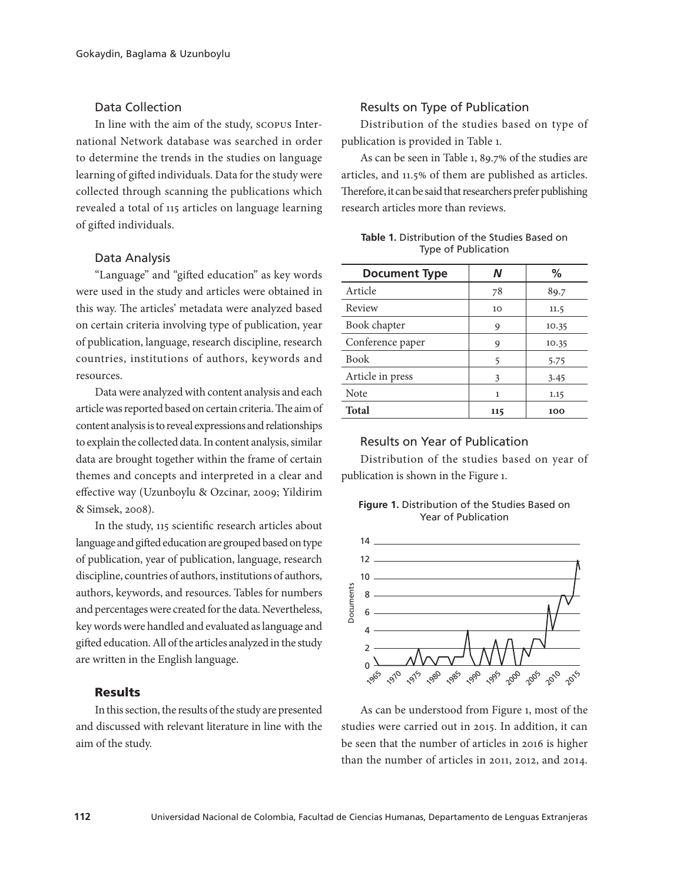### Data Collection

In line with the aim of the study, SCOPUS International Network database was searched in order to determine the trends in the studies on language learning of gifted individuals. Data for the study were collected through scanning the publications which revealed a total of 115 articles on language learning of gifted individuals.

### Data Analysis

"Language" and "gifted education" as key words were used in the study and articles were obtained in this way. The articles' metadata were analyzed based on certain criteria involving type of publication, year of publication, language, research discipline, research countries, institutions of authors, keywords and resources.

Data were analyzed with content analysis and each article was reported based on certain criteria. The aim of content analysis is to reveal expressions and relationships to explain the collected data. In content analysis, similar data are brought together within the frame of certain themes and concepts and interpreted in a clear and effective way (Uzunboylu & Ozcinar, 2009; Yildirim & Simsek, 2008).

In the study, 115 scientific research articles about language and gifted education are grouped based on type of publication, year of publication, language, research discipline, countries of authors, institutions of authors, authors, keywords, and resources. Tables for numbers and percentages were created for the data. Nevertheless, key words were handled and evaluated as language and gifted education. All of the articles analyzed in the study are written in the English language.

## Results

In this section, the results of the study are presented and discussed with relevant literature in line with the aim of the study.

### Results on Type of Publication

Distribution of the studies based on type of publication is provided in Table 1.

As can be seen in Table 1, 89.7% of the studies are articles, and 11.5% of them are published as articles. Therefore, it can be said that researchers prefer publishing research articles more than reviews.

**Table 1.** Distribution of the Studies Based on Type of Publication

| Document Type | *N* | % |
|---|---|---|
| Article | 78 | 89.7 |
| Review | 10 | 11.5 |
| Book chapter | 9 | 10.35 |
| Conference paper | 9 | 10.35 |
| Book | 5 | 5.75 |
| Article in press | 3 | 3.45 |
| Note | 1 | 1.15 |
| **Total** | **115** | **100** |

### Results on Year of Publication

Distribution of the studies based on year of publication is shown in the Figure 1.

**Figure 1.** Distribution of the Studies Based on Year of Publication

As can be understood from Figure 1, most of the studies were carried out in 2015. In addition, it can be seen that the number of articles in 2016 is higher than the number of articles in 2011, 2012, and 2014.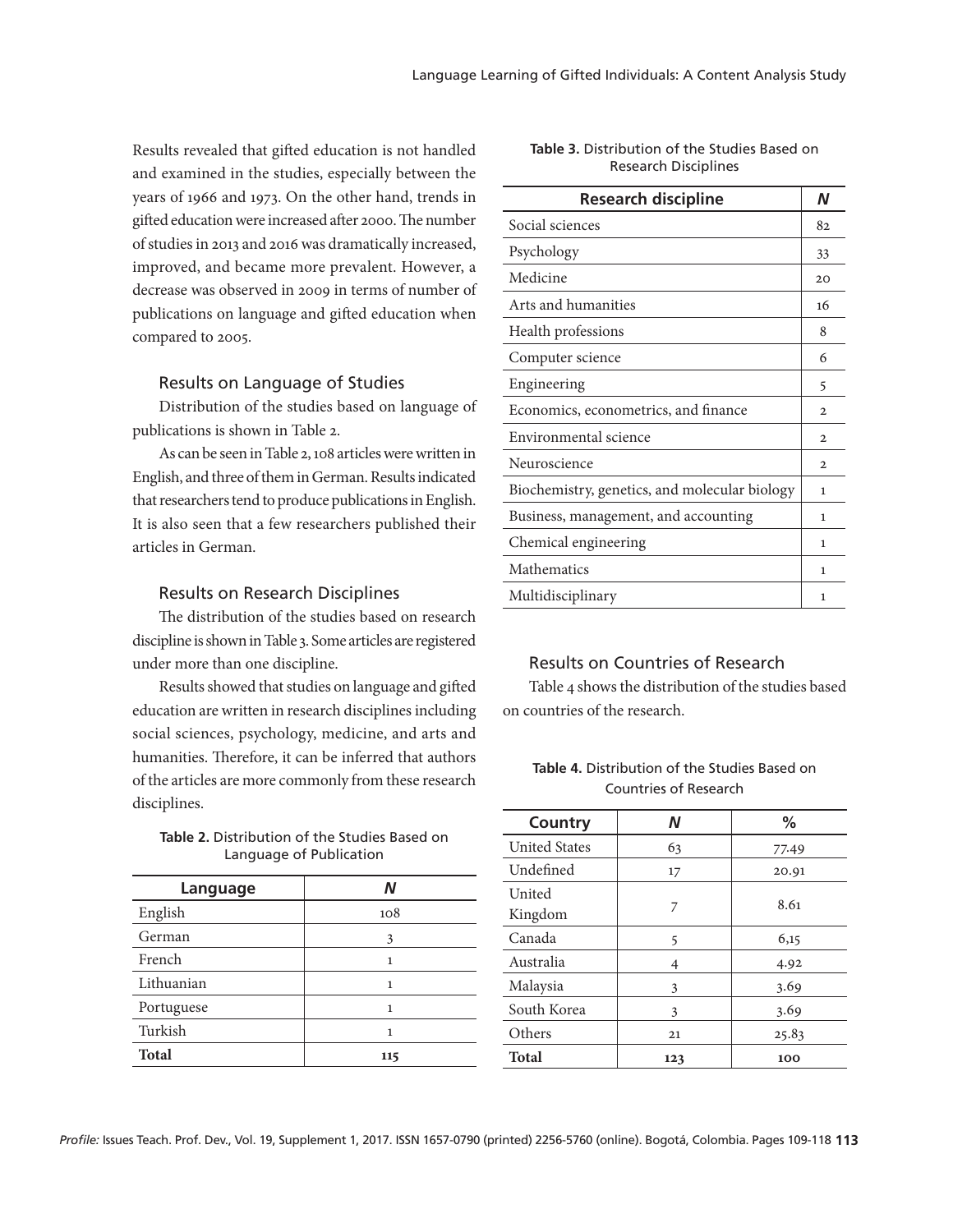Results revealed that gifted education is not handled and examined in the studies, especially between the years of 1966 and 1973. On the other hand, trends in gifted education were increased after 2000. The number of studies in 2013 and 2016 was dramatically increased, improved, and became more prevalent. However, a decrease was observed in 2009 in terms of number of publications on language and gifted education when compared to 2005.

### Results on Language of Studies

Distribution of the studies based on language of publications is shown in Table 2.

As can be seen in Table 2, 108 articles were written in English, and three of them in German. Results indicated that researchers tend to produce publications in English. It is also seen that a few researchers published their articles in German.

### Results on Research Disciplines

The distribution of the studies based on research discipline is shown in Table 3. Some articles are registered under more than one discipline.

Results showed that studies on language and gifted education are written in research disciplines including social sciences, psychology, medicine, and arts and humanities. Therefore, it can be inferred that authors of the articles are more commonly from these research disciplines.

**Table 2.** Distribution of the Studies Based on Language of Publication

| Language | *N* |
|---|---|
| English | 108 |
| German | 3 |
| French | 1 |
| Lithuanian | 1 |
| Portuguese | 1 |
| Turkish | 1 |
| **Total** | **115** |

**Table 3.** Distribution of the Studies Based on Research Disciplines

| Research discipline | *N* |
|---|---|
| Social sciences | 82 |
| Psychology | 33 |
| Medicine | 20 |
| Arts and humanities | 16 |
| Health professions | 8 |
| Computer science | 6 |
| Engineering | 5 |
| Economics, econometrics, and finance | 2 |
| Environmental science | 2 |
| Neuroscience | 2 |
| Biochemistry, genetics, and molecular biology | 1 |
| Business, management, and accounting | 1 |
| Chemical engineering | 1 |
| Mathematics | 1 |
| Multidisciplinary | 1 |

### Results on Countries of Research

Table 4 shows the distribution of the studies based on countries of the research.

**Table 4.** Distribution of the Studies Based on Countries of Research

| Country | *N* | % |
|---|---|---|
| United States | 63 | 77.49 |
| Undefined | 17 | 20.91 |
| United Kingdom | 7 | 8.61 |
| Canada | 5 | 6,15 |
| Australia | 4 | 4.92 |
| Malaysia | 3 | 3.69 |
| South Korea | 3 | 3.69 |
| Others | 21 | 25.83 |
| **Total** | **123** | **100** |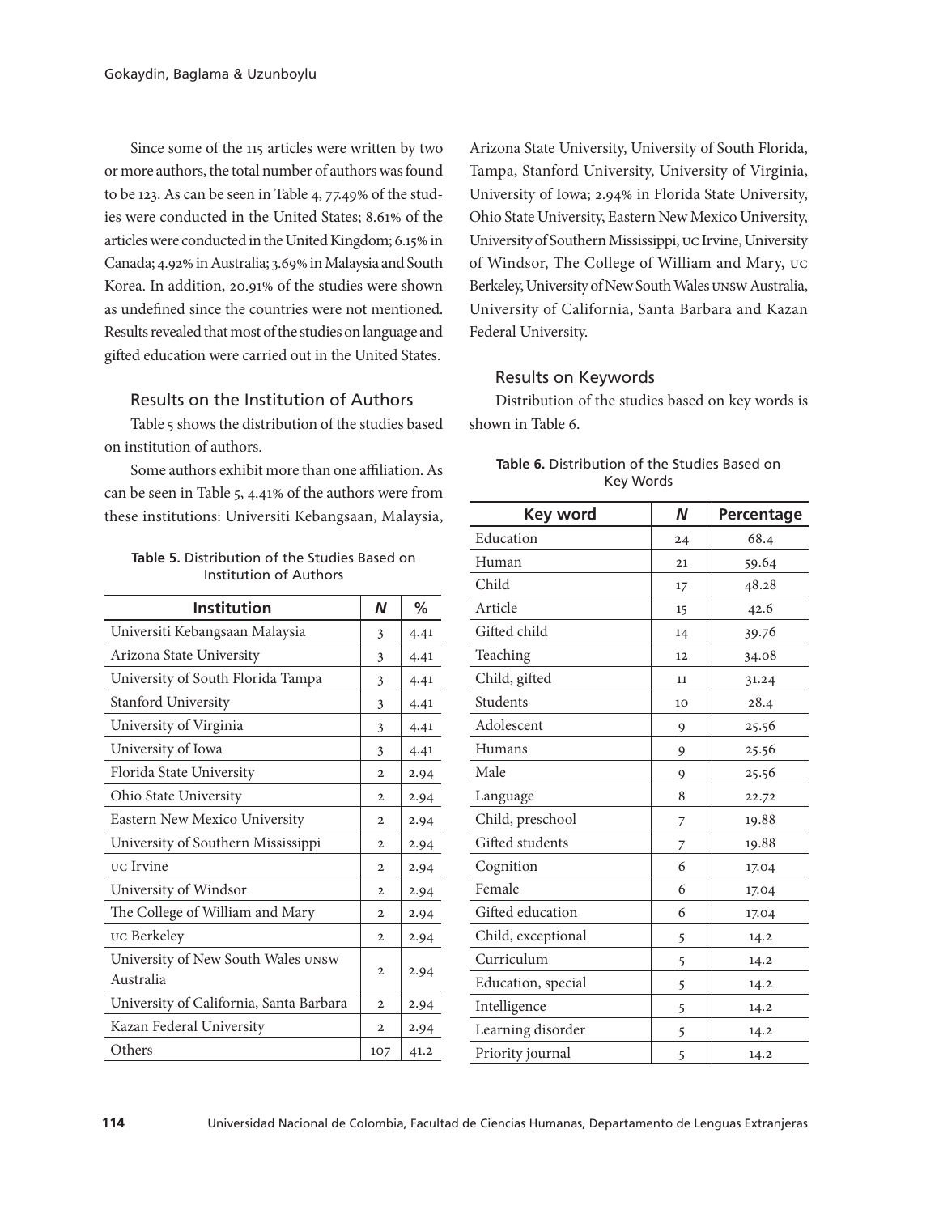Since some of the 115 articles were written by two or more authors, the total number of authors was found to be 123. As can be seen in Table 4, 77.49% of the studies were conducted in the United States; 8.61% of the articles were conducted in the United Kingdom; 6.15% in Canada; 4.92% in Australia; 3.69% in Malaysia and South Korea. In addition, 20.91% of the studies were shown as undefined since the countries were not mentioned. Results revealed that most of the studies on language and gifted education were carried out in the United States.

## Results on the Institution of Authors

Table 5 shows the distribution of the studies based on institution of authors.

Some authors exhibit more than one affiliation. As can be seen in Table 5, 4.41% of the authors were from these institutions: Universiti Kebangsaan, Malaysia, Arizona State University, University of South Florida, Tampa, Stanford University, University of Virginia, University of Iowa; 2.94% in Florida State University, Ohio State University, Eastern New Mexico University, University of Southern Mississippi, UC Irvine, University of Windsor, The College of William and Mary, UC Berkeley, University of New South Wales UNSW Australia, University of California, Santa Barbara and Kazan Federal University.

**Table 5.** Distribution of the Studies Based on Institution of Authors

| Institution | N | % |
|---|---|---|
| Universiti Kebangsaan Malaysia | 3 | 4.41 |
| Arizona State University | 3 | 4.41 |
| University of South Florida Tampa | 3 | 4.41 |
| Stanford University | 3 | 4.41 |
| University of Virginia | 3 | 4.41 |
| University of Iowa | 3 | 4.41 |
| Florida State University | 2 | 2.94 |
| Ohio State University | 2 | 2.94 |
| Eastern New Mexico University | 2 | 2.94 |
| University of Southern Mississippi | 2 | 2.94 |
| UC Irvine | 2 | 2.94 |
| University of Windsor | 2 | 2.94 |
| The College of William and Mary | 2 | 2.94 |
| UC Berkeley | 2 | 2.94 |
| University of New South Wales UNSW Australia | 2 | 2.94 |
| University of California, Santa Barbara | 2 | 2.94 |
| Kazan Federal University | 2 | 2.94 |
| Others | 107 | 41.2 |

## Results on Keywords

Distribution of the studies based on key words is shown in Table 6.

**Table 6.** Distribution of the Studies Based on Key Words

| Key word | N | Percentage |
|---|---|---|
| Education | 24 | 68.4 |
| Human | 21 | 59.64 |
| Child | 17 | 48.28 |
| Article | 15 | 42.6 |
| Gifted child | 14 | 39.76 |
| Teaching | 12 | 34.08 |
| Child, gifted | 11 | 31.24 |
| Students | 10 | 28.4 |
| Adolescent | 9 | 25.56 |
| Humans | 9 | 25.56 |
| Male | 9 | 25.56 |
| Language | 8 | 22.72 |
| Child, preschool | 7 | 19.88 |
| Gifted students | 7 | 19.88 |
| Cognition | 6 | 17.04 |
| Female | 6 | 17.04 |
| Gifted education | 6 | 17.04 |
| Child, exceptional | 5 | 14.2 |
| Curriculum | 5 | 14.2 |
| Education, special | 5 | 14.2 |
| Intelligence | 5 | 14.2 |
| Learning disorder | 5 | 14.2 |
| Priority journal | 5 | 14.2 |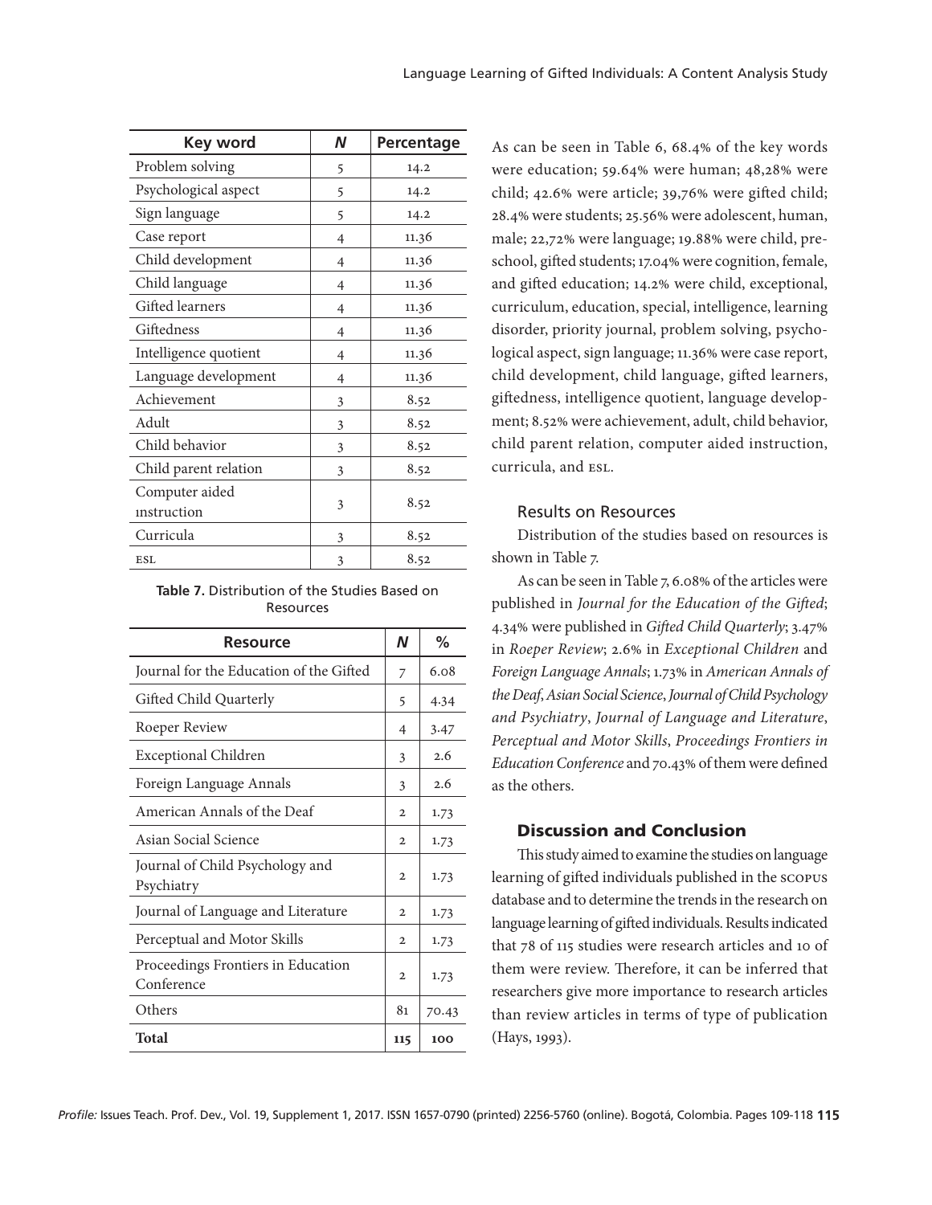| Key word | N | Percentage |
|---|---|---|
| Problem solving | 5 | 14.2 |
| Psychological aspect | 5 | 14.2 |
| Sign language | 5 | 14.2 |
| Case report | 4 | 11.36 |
| Child development | 4 | 11.36 |
| Child language | 4 | 11.36 |
| Gifted learners | 4 | 11.36 |
| Giftedness | 4 | 11.36 |
| Intelligence quotient | 4 | 11.36 |
| Language development | 4 | 11.36 |
| Achievement | 3 | 8.52 |
| Adult | 3 | 8.52 |
| Child behavior | 3 | 8.52 |
| Child parent relation | 3 | 8.52 |
| Computer aided ınstruction | 3 | 8.52 |
| Curricula | 3 | 8.52 |
| ESL | 3 | 8.52 |

**Table 7.** Distribution of the Studies Based on Resources

| Resource | N | % |
|---|---|---|
| Journal for the Education of the Gifted | 7 | 6.08 |
| Gifted Child Quarterly | 5 | 4.34 |
| Roeper Review | 4 | 3.47 |
| Exceptional Children | 3 | 2.6 |
| Foreign Language Annals | 3 | 2.6 |
| American Annals of the Deaf | 2 | 1.73 |
| Asian Social Science | 2 | 1.73 |
| Journal of Child Psychology and Psychiatry | 2 | 1.73 |
| Journal of Language and Literature | 2 | 1.73 |
| Perceptual and Motor Skills | 2 | 1.73 |
| Proceedings Frontiers in Education Conference | 2 | 1.73 |
| Others | 81 | 70.43 |
| **Total** | **115** | **100** |

As can be seen in Table 6, 68.4% of the key words were education; 59.64% were human; 48,28% were child; 42.6% were article; 39,76% were gifted child; 28.4% were students; 25.56% were adolescent, human, male; 22,72% were language; 19.88% were child, preschool, gifted students; 17.04% were cognition, female, and gifted education; 14.2% were child, exceptional, curriculum, education, special, intelligence, learning disorder, priority journal, problem solving, psychological aspect, sign language; 11.36% were case report, child development, child language, gifted learners, giftedness, intelligence quotient, language development; 8.52% were achievement, adult, child behavior, child parent relation, computer aided instruction, curricula, and ESL.

### Results on Resources

Distribution of the studies based on resources is shown in Table 7.

As can be seen in Table 7, 6.08% of the articles were published in *Journal for the Education of the Gifted*; 4.34% were published in *Gifted Child Quarterly*; 3.47% in *Roeper Review*; 2.6% in *Exceptional Children* and *Foreign Language Annals*; 1.73% in *American Annals of the Deaf*, *Asian Social Science*, *Journal of Child Psychology and Psychiatry*, *Journal of Language and Literature*, *Perceptual and Motor Skills*, *Proceedings Frontiers in Education Conference* and 70.43% of them were defined as the others.

## Discussion and Conclusion

This study aimed to examine the studies on language learning of gifted individuals published in the SCOPUS database and to determine the trends in the research on language learning of gifted individuals. Results indicated that 78 of 115 studies were research articles and 10 of them were review. Therefore, it can be inferred that researchers give more importance to research articles than review articles in terms of type of publication (Hays, 1993).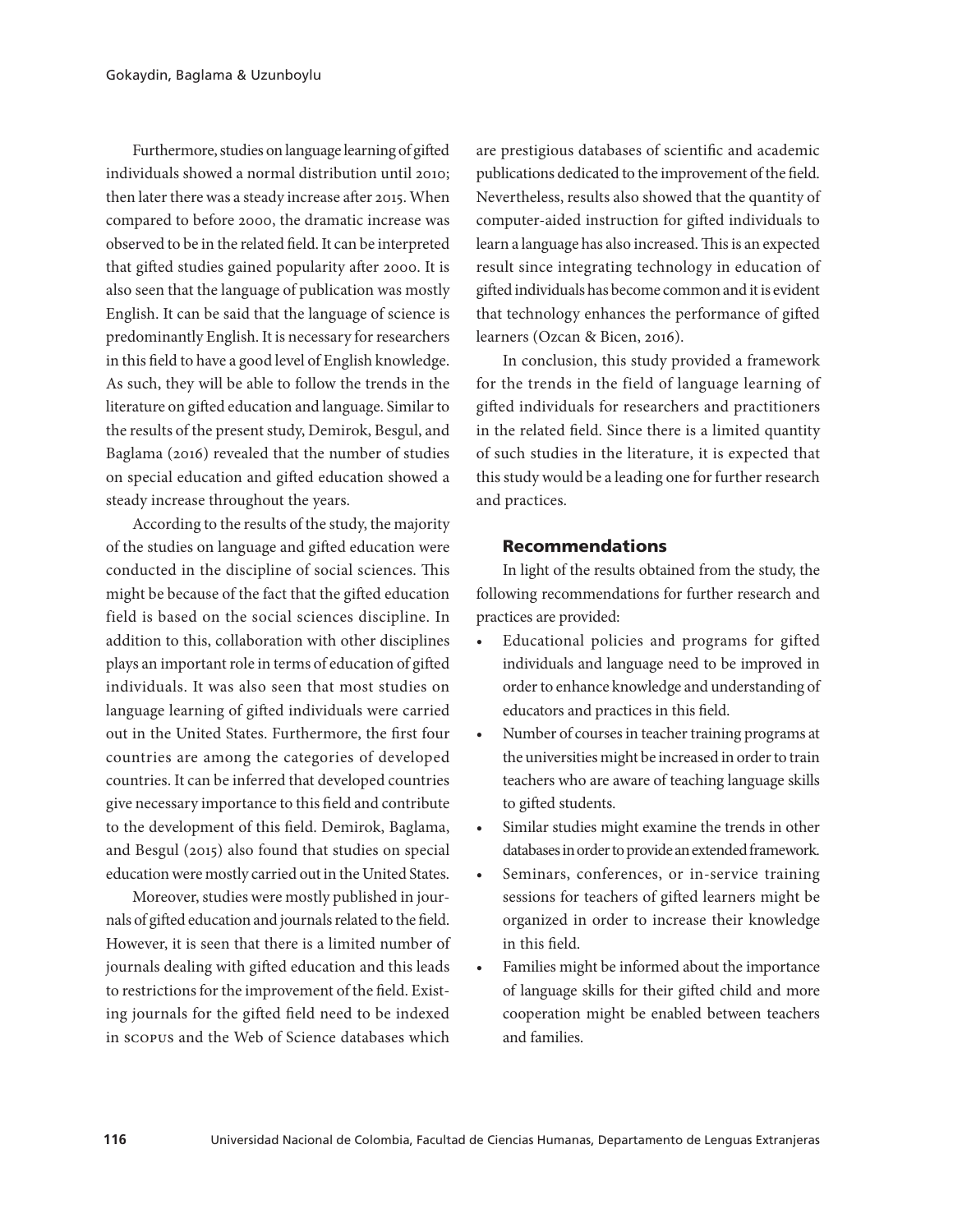Furthermore, studies on language learning of gifted individuals showed a normal distribution until 2010; then later there was a steady increase after 2015. When compared to before 2000, the dramatic increase was observed to be in the related field. It can be interpreted that gifted studies gained popularity after 2000. It is also seen that the language of publication was mostly English. It can be said that the language of science is predominantly English. It is necessary for researchers in this field to have a good level of English knowledge. As such, they will be able to follow the trends in the literature on gifted education and language. Similar to the results of the present study, Demirok, Besgul, and Baglama (2016) revealed that the number of studies on special education and gifted education showed a steady increase throughout the years.

According to the results of the study, the majority of the studies on language and gifted education were conducted in the discipline of social sciences. This might be because of the fact that the gifted education field is based on the social sciences discipline. In addition to this, collaboration with other disciplines plays an important role in terms of education of gifted individuals. It was also seen that most studies on language learning of gifted individuals were carried out in the United States. Furthermore, the first four countries are among the categories of developed countries. It can be inferred that developed countries give necessary importance to this field and contribute to the development of this field. Demirok, Baglama, and Besgul (2015) also found that studies on special education were mostly carried out in the United States.

Moreover, studies were mostly published in journals of gifted education and journals related to the field. However, it is seen that there is a limited number of journals dealing with gifted education and this leads to restrictions for the improvement of the field. Existing journals for the gifted field need to be indexed in SCOPUS and the Web of Science databases which are prestigious databases of scientific and academic publications dedicated to the improvement of the field. Nevertheless, results also showed that the quantity of computer-aided instruction for gifted individuals to learn a language has also increased. This is an expected result since integrating technology in education of gifted individuals has become common and it is evident that technology enhances the performance of gifted learners (Ozcan & Bicen, 2016).

In conclusion, this study provided a framework for the trends in the field of language learning of gifted individuals for researchers and practitioners in the related field. Since there is a limited quantity of such studies in the literature, it is expected that this study would be a leading one for further research and practices.

## Recommendations

In light of the results obtained from the study, the following recommendations for further research and practices are provided:

- Educational policies and programs for gifted individuals and language need to be improved in order to enhance knowledge and understanding of educators and practices in this field.
- Number of courses in teacher training programs at the universities might be increased in order to train teachers who are aware of teaching language skills to gifted students.
- Similar studies might examine the trends in other databases in order to provide an extended framework.
- Seminars, conferences, or in-service training sessions for teachers of gifted learners might be organized in order to increase their knowledge in this field.
- Families might be informed about the importance of language skills for their gifted child and more cooperation might be enabled between teachers and families.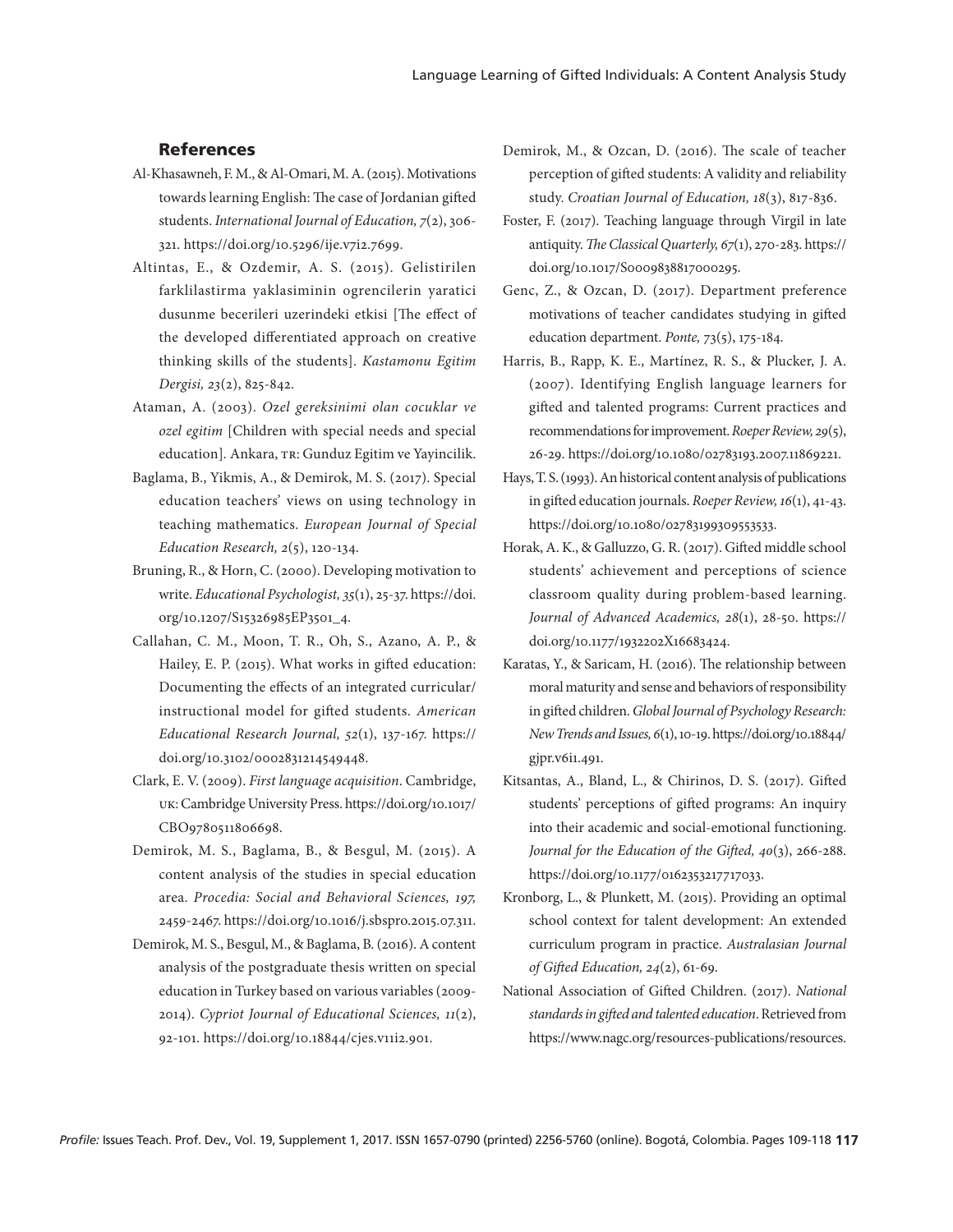## References

Al-Khasawneh, F. M., & Al-Omari, M. A. (2015). Motivations towards learning English: The case of Jordanian gifted students. *International Journal of Education, 7*(2), 306-321. https://doi.org/10.5296/ije.v7i2.7699.

Altintas, E., & Ozdemir, A. S. (2015). Gelistirilen farklilastirma yaklasiminin ogrencilerin yaratici dusunme becerileri uzerindeki etkisi [The effect of the developed differentiated approach on creative thinking skills of the students]. *Kastamonu Egitim Dergisi, 23*(2), 825-842.

Ataman, A. (2003). *Ozel gereksinimi olan cocuklar ve ozel egitim* [Children with special needs and special education]. Ankara, TR: Gunduz Egitim ve Yayincilik.

Baglama, B., Yikmis, A., & Demirok, M. S. (2017). Special education teachers' views on using technology in teaching mathematics. *European Journal of Special Education Research, 2*(5), 120-134.

Bruning, R., & Horn, C. (2000). Developing motivation to write. *Educational Psychologist, 35*(1), 25-37. https://doi.org/10.1207/S15326985EP3501_4.

Callahan, C. M., Moon, T. R., Oh, S., Azano, A. P., & Hailey, E. P. (2015). What works in gifted education: Documenting the effects of an integrated curricular/instructional model for gifted students. *American Educational Research Journal, 52*(1), 137-167. https://doi.org/10.3102/0002831214549448.

Clark, E. V. (2009). *First language acquisition*. Cambridge, UK: Cambridge University Press. https://doi.org/10.1017/CBO9780511806698.

Demirok, M. S., Baglama, B., & Besgul, M. (2015). A content analysis of the studies in special education area. *Procedia: Social and Behavioral Sciences, 197,* 2459-2467. https://doi.org/10.1016/j.sbspro.2015.07.311.

Demirok, M. S., Besgul, M., & Baglama, B. (2016). A content analysis of the postgraduate thesis written on special education in Turkey based on various variables (2009-2014). *Cypriot Journal of Educational Sciences, 11*(2), 92-101. https://doi.org/10.18844/cjes.v11i2.901.

Demirok, M., & Ozcan, D. (2016). The scale of teacher perception of gifted students: A validity and reliability study. *Croatian Journal of Education, 18*(3), 817-836.

Foster, F. (2017). Teaching language through Virgil in late antiquity. *The Classical Quarterly, 67*(1), 270-283. https://doi.org/10.1017/S0009838817000295.

Genc, Z., & Ozcan, D. (2017). Department preference motivations of teacher candidates studying in gifted education department. *Ponte, 73*(5), 175-184.

Harris, B., Rapp, K. E., Martínez, R. S., & Plucker, J. A. (2007). Identifying English language learners for gifted and talented programs: Current practices and recommendations for improvement. *Roeper Review, 29*(5), 26-29. https://doi.org/10.1080/02783193.2007.11869221.

Hays, T. S. (1993). An historical content analysis of publications in gifted education journals. *Roeper Review, 16*(1), 41-43. https://doi.org/10.1080/02783199309553533.

Horak, A. K., & Galluzzo, G. R. (2017). Gifted middle school students' achievement and perceptions of science classroom quality during problem-based learning. *Journal of Advanced Academics, 28*(1), 28-50. https://doi.org/10.1177/1932202X16683424.

Karatas, Y., & Saricam, H. (2016). The relationship between moral maturity and sense and behaviors of responsibility in gifted children. *Global Journal of Psychology Research: New Trends and Issues, 6*(1), 10-19. https://doi.org/10.18844/gjpr.v6i1.491.

Kitsantas, A., Bland, L., & Chirinos, D. S. (2017). Gifted students' perceptions of gifted programs: An inquiry into their academic and social-emotional functioning. *Journal for the Education of the Gifted, 40*(3), 266-288. https://doi.org/10.1177/0162353217717033.

Kronborg, L., & Plunkett, M. (2015). Providing an optimal school context for talent development: An extended curriculum program in practice. *Australasian Journal of Gifted Education, 24*(2), 61-69.

National Association of Gifted Children. (2017). *National standards in gifted and talented education*. Retrieved from https://www.nagc.org/resources-publications/resources.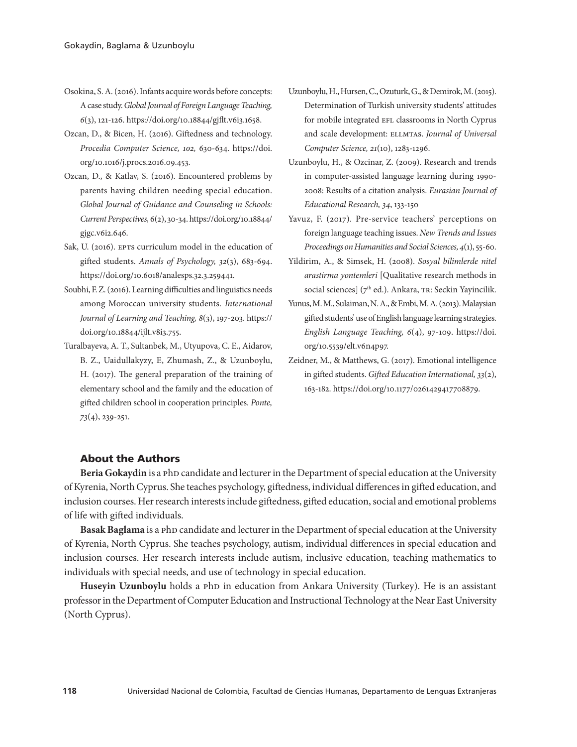Osokina, S. A. (2016). Infants acquire words before concepts: A case study. *Global Journal of Foreign Language Teaching, 6*(3), 121-126. https://doi.org/10.18844/gjflt.v6i3.1658.

Ozcan, D., & Bicen, H. (2016). Giftedness and technology. *Procedia Computer Science, 102,* 630-634. https://doi.org/10.1016/j.procs.2016.09.453.

Ozcan, D., & Katlav, S. (2016). Encountered problems by parents having children needing special education. *Global Journal of Guidance and Counseling in Schools: Current Perspectives,* 6(2), 30-34. https://doi.org/10.18844/gjgc.v6i2.646.

Sak, U. (2016). EPTS curriculum model in the education of gifted students. *Annals of Psychology, 32*(3), 683-694. https://doi.org/10.6018/analesps.32.3.259441.

Soubhi, F. Z. (2016). Learning difficulties and linguistics needs among Moroccan university students. *International Journal of Learning and Teaching, 8*(3), 197-203. https://doi.org/10.18844/ijlt.v8i3.755.

Turalbayeva, A. T., Sultanbek, M., Utyupova, C. E., Aidarov, B. Z., Uaidullakyzy, E, Zhumash, Z., & Uzunboylu, H. (2017). The general preparation of the training of elementary school and the family and the education of gifted children school in cooperation principles. *Ponte, 73*(4), 239-251.

Uzunboylu, H., Hursen, C., Ozuturk, G., & Demirok, M. (2015). Determination of Turkish university students' attitudes for mobile integrated EFL classrooms in North Cyprus and scale development: ELLMTAS. *Journal of Universal Computer Science, 21*(10), 1283-1296.

Uzunboylu, H., & Ozcinar, Z. (2009). Research and trends in computer-assisted language learning during 1990-2008: Results of a citation analysis. *Eurasian Journal of Educational Research, 34*, 133-150

Yavuz, F. (2017). Pre-service teachers' perceptions on foreign language teaching issues. *New Trends and Issues Proceedings on Humanities and Social Sciences, 4*(1), 55-60.

Yildirim, A., & Simsek, H. (2008). *Sosyal bilimlerde nitel arastirma yontemleri* [Qualitative research methods in social sciences] (7th ed.). Ankara, TR: Seckin Yayincilik.

Yunus, M. M., Sulaiman, N. A., & Embi, M. A. (2013). Malaysian gifted students' use of English language learning strategies. *English Language Teaching, 6*(4), 97-109. https://doi.org/10.5539/elt.v6n4p97.

Zeidner, M., & Matthews, G. (2017). Emotional intelligence in gifted students. *Gifted Education International, 33*(2), 163-182. https://doi.org/10.1177/0261429417708879.

## About the Authors

**Beria Gokaydin** is a PhD candidate and lecturer in the Department of special education at the University of Kyrenia, North Cyprus. She teaches psychology, giftedness, individual differences in gifted education, and inclusion courses. Her research interests include giftedness, gifted education, social and emotional problems of life with gifted individuals.

**Basak Baglama** is a PhD candidate and lecturer in the Department of special education at the University of Kyrenia, North Cyprus. She teaches psychology, autism, individual differences in special education and inclusion courses. Her research interests include autism, inclusive education, teaching mathematics to individuals with special needs, and use of technology in special education.

**Huseyin Uzunboylu** holds a PhD in education from Ankara University (Turkey). He is an assistant professor in the Department of Computer Education and Instructional Technology at the Near East University (North Cyprus).